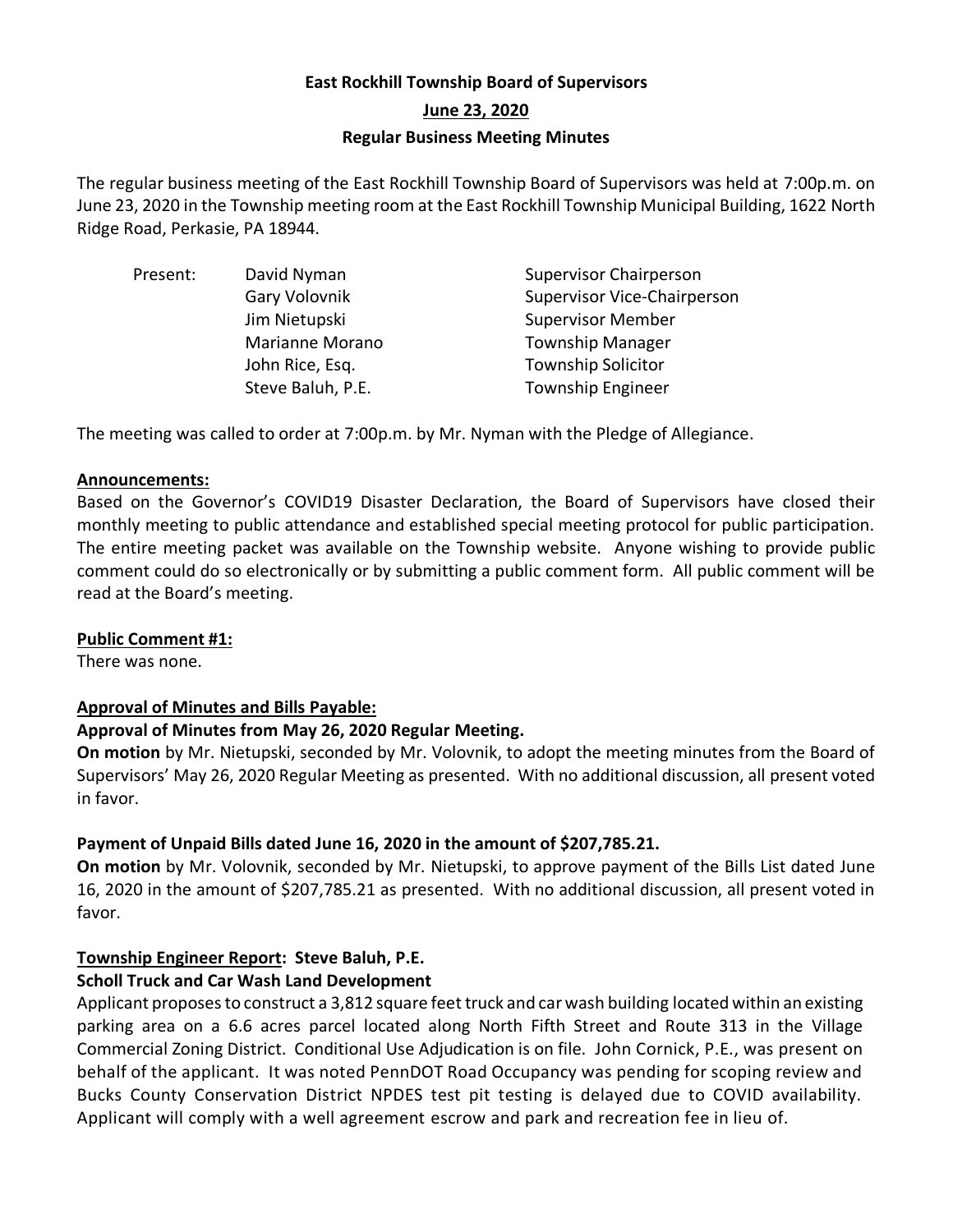# East Rockhill Township Board of Supervisors

## June 23, 2020

## Regular Business Meeting Minutes

The regular business meeting of the East Rockhill Township Board of Supervisors was held at 7:00p.m. on June 23, 2020 in the Township meeting room at the East Rockhill Township Municipal Building, 1622 North Ridge Road, Perkasie, PA 18944.

| Present: | David Nyman | Supervisor Chairperson |
|---|---|---|
| | Gary Volovnik | Supervisor Vice-Chairperson |
| | Jim Nietupski | Supervisor Member |
| | Marianne Morano | Township Manager |
| | John Rice, Esq. | Township Solicitor |
| | Steve Baluh, P.E. | Township Engineer |

The meeting was called to order at 7:00p.m. by Mr. Nyman with the Pledge of Allegiance.

**Announcements:**

Based on the Governor's COVID19 Disaster Declaration, the Board of Supervisors have closed their monthly meeting to public attendance and established special meeting protocol for public participation. The entire meeting packet was available on the Township website. Anyone wishing to provide public comment could do so electronically or by submitting a public comment form. All public comment will be read at the Board's meeting.

**Public Comment #1:**

There was none.

**Approval of Minutes and Bills Payable:**

**Approval of Minutes from May 26, 2020 Regular Meeting.**

**On motion** by Mr. Nietupski, seconded by Mr. Volovnik, to adopt the meeting minutes from the Board of Supervisors' May 26, 2020 Regular Meeting as presented. With no additional discussion, all present voted in favor.

**Payment of Unpaid Bills dated June 16, 2020 in the amount of $207,785.21.**

**On motion** by Mr. Volovnik, seconded by Mr. Nietupski, to approve payment of the Bills List dated June 16, 2020 in the amount of $207,785.21 as presented. With no additional discussion, all present voted in favor.

**Township Engineer Report: Steve Baluh, P.E.**

**Scholl Truck and Car Wash Land Development**

Applicant proposes to construct a 3,812 square feet truck and car wash building located within an existing parking area on a 6.6 acres parcel located along North Fifth Street and Route 313 in the Village Commercial Zoning District. Conditional Use Adjudication is on file. John Cornick, P.E., was present on behalf of the applicant. It was noted PennDOT Road Occupancy was pending for scoping review and Bucks County Conservation District NPDES test pit testing is delayed due to COVID availability. Applicant will comply with a well agreement escrow and park and recreation fee in lieu of.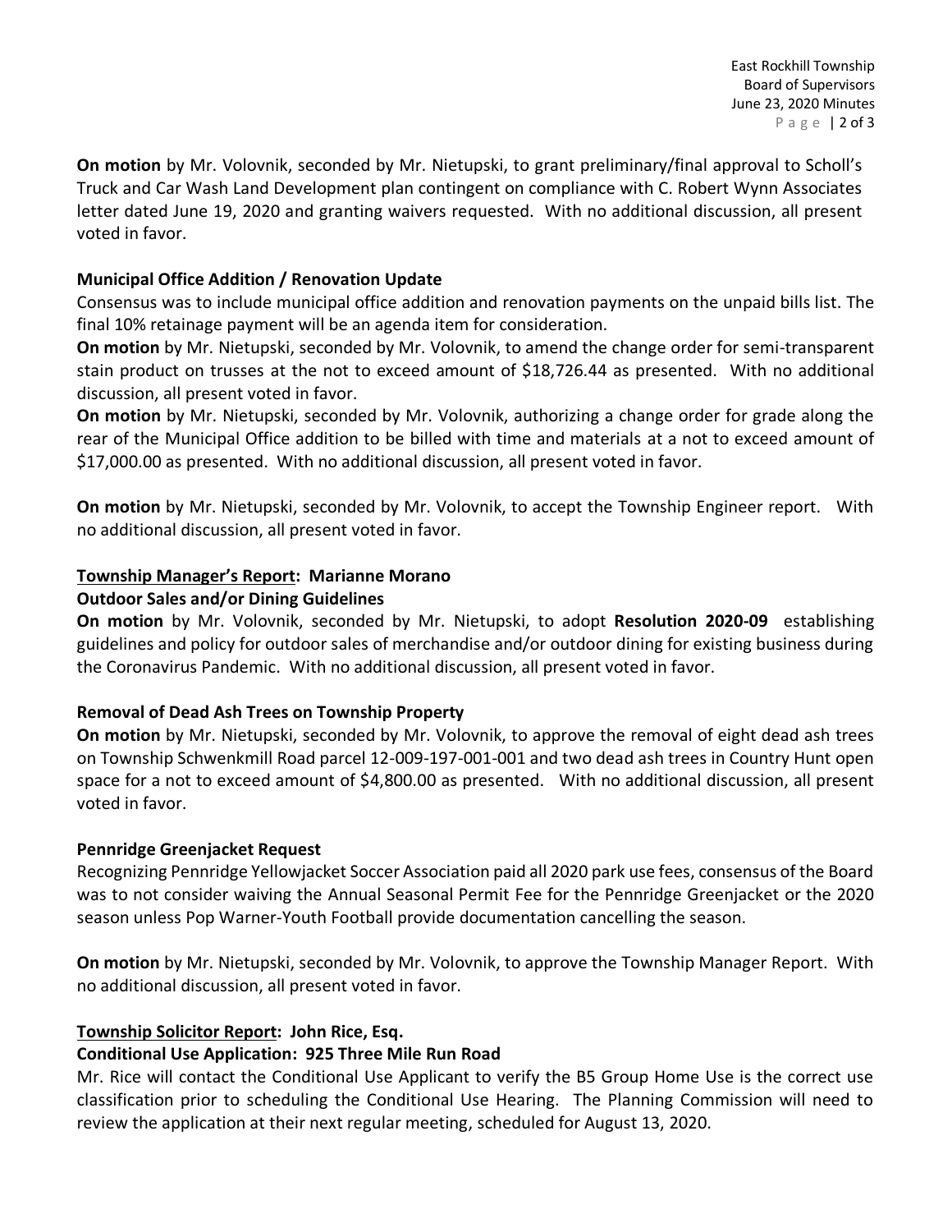**On motion** by Mr. Volovnik, seconded by Mr. Nietupski, to grant preliminary/final approval to Scholl's Truck and Car Wash Land Development plan contingent on compliance with C. Robert Wynn Associates letter dated June 19, 2020 and granting waivers requested. With no additional discussion, all present voted in favor.

**Municipal Office Addition / Renovation Update**

Consensus was to include municipal office addition and renovation payments on the unpaid bills list. The final 10% retainage payment will be an agenda item for consideration.

**On motion** by Mr. Nietupski, seconded by Mr. Volovnik, to amend the change order for semi-transparent stain product on trusses at the not to exceed amount of $18,726.44 as presented. With no additional discussion, all present voted in favor.

**On motion** by Mr. Nietupski, seconded by Mr. Volovnik, authorizing a change order for grade along the rear of the Municipal Office addition to be billed with time and materials at a not to exceed amount of $17,000.00 as presented. With no additional discussion, all present voted in favor.

**On motion** by Mr. Nietupski, seconded by Mr. Volovnik, to accept the Township Engineer report. With no additional discussion, all present voted in favor.

**Township Manager's Report: Marianne Morano**

**Outdoor Sales and/or Dining Guidelines**

**On motion** by Mr. Volovnik, seconded by Mr. Nietupski, to adopt **Resolution 2020-09** establishing guidelines and policy for outdoor sales of merchandise and/or outdoor dining for existing business during the Coronavirus Pandemic. With no additional discussion, all present voted in favor.

**Removal of Dead Ash Trees on Township Property**

**On motion** by Mr. Nietupski, seconded by Mr. Volovnik, to approve the removal of eight dead ash trees on Township Schwenkmill Road parcel 12-009-197-001-001 and two dead ash trees in Country Hunt open space for a not to exceed amount of $4,800.00 as presented. With no additional discussion, all present voted in favor.

**Pennridge Greenjacket Request**

Recognizing Pennridge Yellowjacket Soccer Association paid all 2020 park use fees, consensus of the Board was to not consider waiving the Annual Seasonal Permit Fee for the Pennridge Greenjacket or the 2020 season unless Pop Warner-Youth Football provide documentation cancelling the season.

**On motion** by Mr. Nietupski, seconded by Mr. Volovnik, to approve the Township Manager Report. With no additional discussion, all present voted in favor.

**Township Solicitor Report: John Rice, Esq.**

**Conditional Use Application: 925 Three Mile Run Road**

Mr. Rice will contact the Conditional Use Applicant to verify the B5 Group Home Use is the correct use classification prior to scheduling the Conditional Use Hearing. The Planning Commission will need to review the application at their next regular meeting, scheduled for August 13, 2020.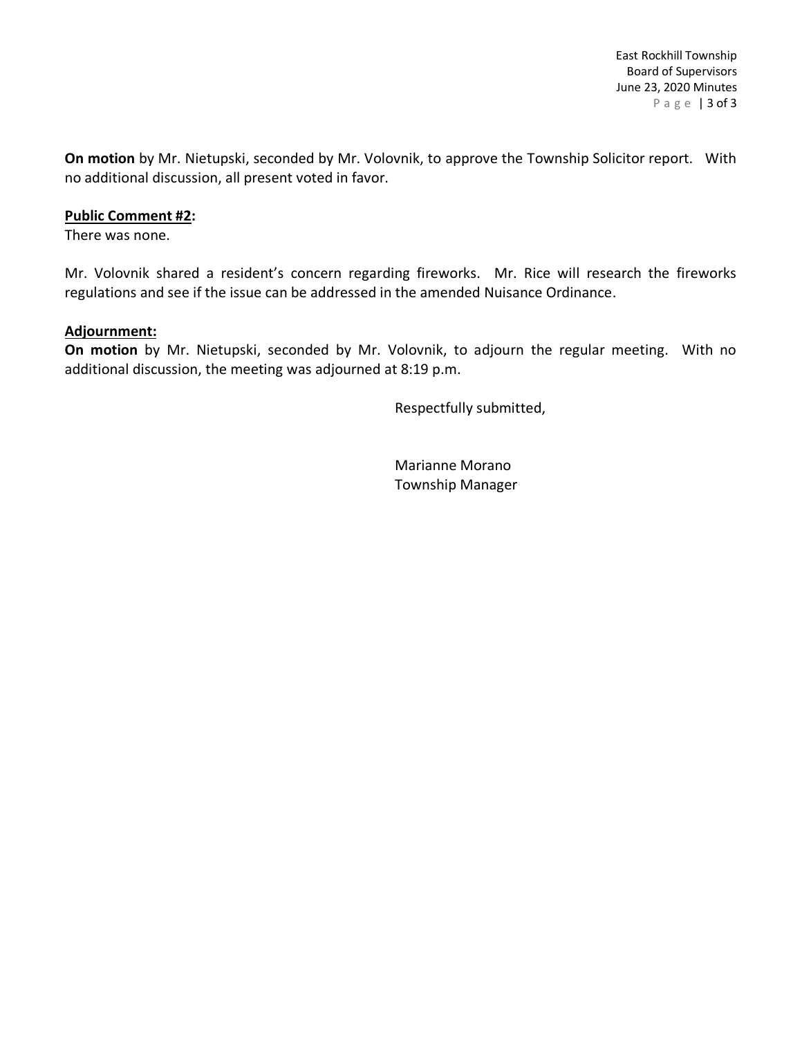**On motion** by Mr. Nietupski, seconded by Mr. Volovnik, to approve the Township Solicitor report. With no additional discussion, all present voted in favor.

**Public Comment #2:**

There was none.

Mr. Volovnik shared a resident's concern regarding fireworks. Mr. Rice will research the fireworks regulations and see if the issue can be addressed in the amended Nuisance Ordinance.

**Adjournment:**

**On motion** by Mr. Nietupski, seconded by Mr. Volovnik, to adjourn the regular meeting. With no additional discussion, the meeting was adjourned at 8:19 p.m.

Respectfully submitted,

Marianne Morano
Township Manager